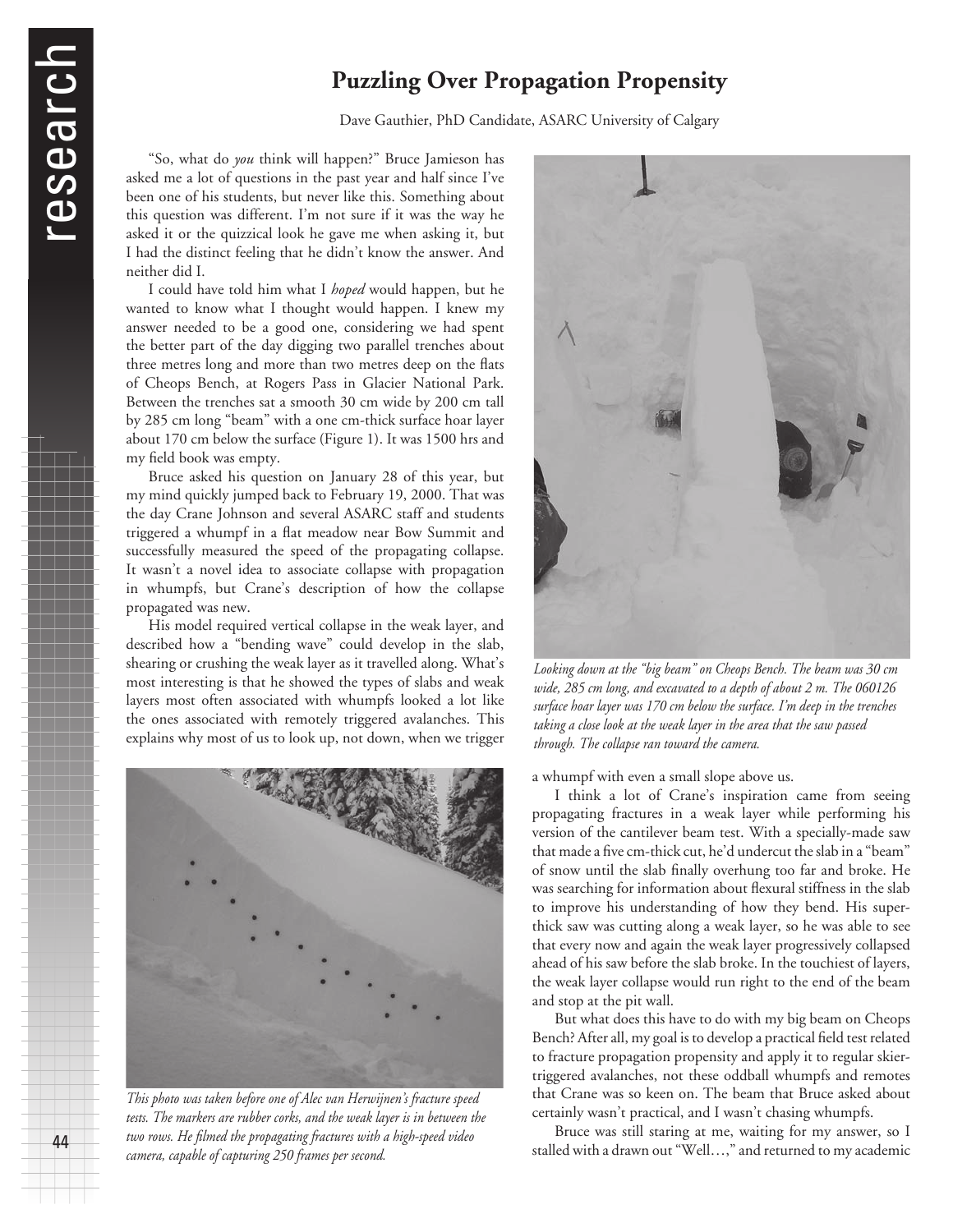# Puzzling Over Propagation Propensity

Dave Gauthier, PhD Candidate, ASARC University of Calgary

"So, what do *you* think will happen?" Bruce Jamieson has asked me a lot of questions in the past year and half since I've been one of his students, but never like this. Something about this question was different. I'm not sure if it was the way he asked it or the quizzical look he gave me when asking it, but I had the distinct feeling that he didn't know the answer. And neither did I.

I could have told him what I *hoped* would happen, but he wanted to know what I thought would happen. I knew my answer needed to be a good one, considering we had spent the better part of the day digging two parallel trenches about three metres long and more than two metres deep on the flats of Cheops Bench, at Rogers Pass in Glacier National Park. Between the trenches sat a smooth 30 cm wide by 200 cm tall by 285 cm long "beam" with a one cm-thick surface hoar layer about 170 cm below the surface (Figure 1). It was 1500 hrs and my field book was empty.

Bruce asked his question on January 28 of this year, but my mind quickly jumped back to February 19, 2000. That was the day Crane Johnson and several ASARC staff and students triggered a whumpf in a flat meadow near Bow Summit and successfully measured the speed of the propagating collapse. It wasn't a novel idea to associate collapse with propagation in whumpfs, but Crane's description of how the collapse propagated was new.

His model required vertical collapse in the weak layer, and described how a "bending wave" could develop in the slab, shearing or crushing the weak layer as it travelled along. What's most interesting is that he showed the types of slabs and weak layers most often associated with whumpfs looked a lot like the ones associated with remotely triggered avalanches. This explains why most of us to look up, not down, when we trigger a whumpf with even a small slope above us.

*This photo was taken before one of Alec van Herwijnen's fracture speed tests. The markers are rubber corks, and the weak layer is in between the two rows. He filmed the propagating fractures with a high-speed video camera, capable of capturing 250 frames per second.*

*Looking down at the "big beam" on Cheops Bench. The beam was 30 cm wide, 285 cm long, and excavated to a depth of about 2 m. The 060126 surface hoar layer was 170 cm below the surface. I'm deep in the trenches taking a close look at the weak layer in the area that the saw passed through. The collapse ran toward the camera.*

I think a lot of Crane's inspiration came from seeing propagating fractures in a weak layer while performing his version of the cantilever beam test. With a specially-made saw that made a five cm-thick cut, he'd undercut the slab in a "beam" of snow until the slab finally overhung too far and broke. He was searching for information about flexural stiffness in the slab to improve his understanding of how they bend. His super-thick saw was cutting along a weak layer, so he was able to see that every now and again the weak layer progressively collapsed ahead of his saw before the slab broke. In the touchiest of layers, the weak layer collapse would run right to the end of the beam and stop at the pit wall.

But what does this have to do with my big beam on Cheops Bench? After all, my goal is to develop a practical field test related to fracture propagation propensity and apply it to regular skier-triggered avalanches, not these oddball whumpfs and remotes that Crane was so keen on. The beam that Bruce asked about certainly wasn't practical, and I wasn't chasing whumpfs.

Bruce was still staring at me, waiting for my answer, so I stalled with a drawn out "Well…," and returned to my academic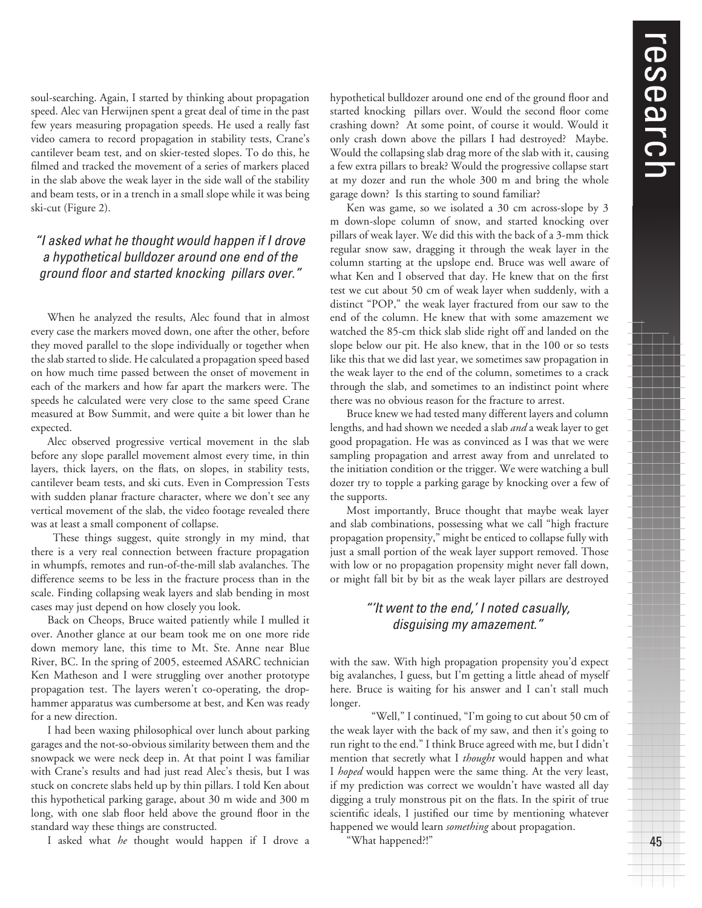soul-searching. Again, I started by thinking about propagation speed. Alec van Herwijnen spent a great deal of time in the past few years measuring propagation speeds. He used a really fast video camera to record propagation in stability tests, Crane's cantilever beam test, and on skier-tested slopes. To do this, he filmed and tracked the movement of a series of markers placed in the slab above the weak layer in the side wall of the stability and beam tests, or in a trench in a small slope while it was being ski-cut (Figure 2).

> *"I asked what he thought would happen if I drove a hypothetical bulldozer around one end of the ground floor and started knocking pillars over."*

When he analyzed the results, Alec found that in almost every case the markers moved down, one after the other, before they moved parallel to the slope individually or together when the slab started to slide. He calculated a propagation speed based on how much time passed between the onset of movement in each of the markers and how far apart the markers were. The speeds he calculated were very close to the same speed Crane measured at Bow Summit, and were quite a bit lower than he expected.

Alec observed progressive vertical movement in the slab before any slope parallel movement almost every time, in thin layers, thick layers, on the flats, on slopes, in stability tests, cantilever beam tests, and ski cuts. Even in Compression Tests with sudden planar fracture character, where we don't see any vertical movement of the slab, the video footage revealed there was at least a small component of collapse.

These things suggest, quite strongly in my mind, that there is a very real connection between fracture propagation in whumpfs, remotes and run-of-the-mill slab avalanches. The difference seems to be less in the fracture process than in the scale. Finding collapsing weak layers and slab bending in most cases may just depend on how closely you look.

Back on Cheops, Bruce waited patiently while I mulled it over. Another glance at our beam took me on one more ride down memory lane, this time to Mt. Ste. Anne near Blue River, BC. In the spring of 2005, esteemed ASARC technician Ken Matheson and I were struggling over another prototype propagation test. The layers weren't co-operating, the drop-hammer apparatus was cumbersome at best, and Ken was ready for a new direction.

I had been waxing philosophical over lunch about parking garages and the not-so-obvious similarity between them and the snowpack we were neck deep in. At that point I was familiar with Crane's results and had just read Alec's thesis, but I was stuck on concrete slabs held up by thin pillars. I told Ken about this hypothetical parking garage, about 30 m wide and 300 m long, with one slab floor held above the ground floor in the standard way these things are constructed.

I asked what *he* thought would happen if I drove a hypothetical bulldozer around one end of the ground floor and started knocking pillars over. Would the second floor come crashing down? At some point, of course it would. Would it only crash down above the pillars I had destroyed? Maybe. Would the collapsing slab drag more of the slab with it, causing a few extra pillars to break? Would the progressive collapse start at my dozer and run the whole 300 m and bring the whole garage down? Is this starting to sound familiar?

Ken was game, so we isolated a 30 cm across-slope by 3 m down-slope column of snow, and started knocking over pillars of weak layer. We did this with the back of a 3-mm thick regular snow saw, dragging it through the weak layer in the column starting at the upslope end. Bruce was well aware of what Ken and I observed that day. He knew that on the first test we cut about 50 cm of weak layer when suddenly, with a distinct "POP," the weak layer fractured from our saw to the end of the column. He knew that with some amazement we watched the 85-cm thick slab slide right off and landed on the slope below our pit. He also knew, that in the 100 or so tests like this that we did last year, we sometimes saw propagation in the weak layer to the end of the column, sometimes to a crack through the slab, and sometimes to an indistinct point where there was no obvious reason for the fracture to arrest.

Bruce knew we had tested many different layers and column lengths, and had shown we needed a slab *and* a weak layer to get good propagation. He was as convinced as I was that we were sampling propagation and arrest away from and unrelated to the initiation condition or the trigger. We were watching a bull dozer try to topple a parking garage by knocking over a few of the supports.

Most importantly, Bruce thought that maybe weak layer and slab combinations, possessing what we call "high fracture propagation propensity," might be enticed to collapse fully with just a small portion of the weak layer support removed. Those with low or no propagation propensity might never fall down, or might fall bit by bit as the weak layer pillars are destroyed with the saw. With high propagation propensity you'd expect big avalanches, I guess, but I'm getting a little ahead of myself here. Bruce is waiting for his answer and I can't stall much longer.

> *"'It went to the end,' I noted casually, disguising my amazement."*

"Well," I continued, "I'm going to cut about 50 cm of the weak layer with the back of my saw, and then it's going to run right to the end." I think Bruce agreed with me, but I didn't mention that secretly what I *thought* would happen and what I *hoped* would happen were the same thing. At the very least, if my prediction was correct we wouldn't have wasted all day digging a truly monstrous pit on the flats. In the spirit of true scientific ideals, I justified our time by mentioning whatever happened we would learn *something* about propagation.

"What happened?!"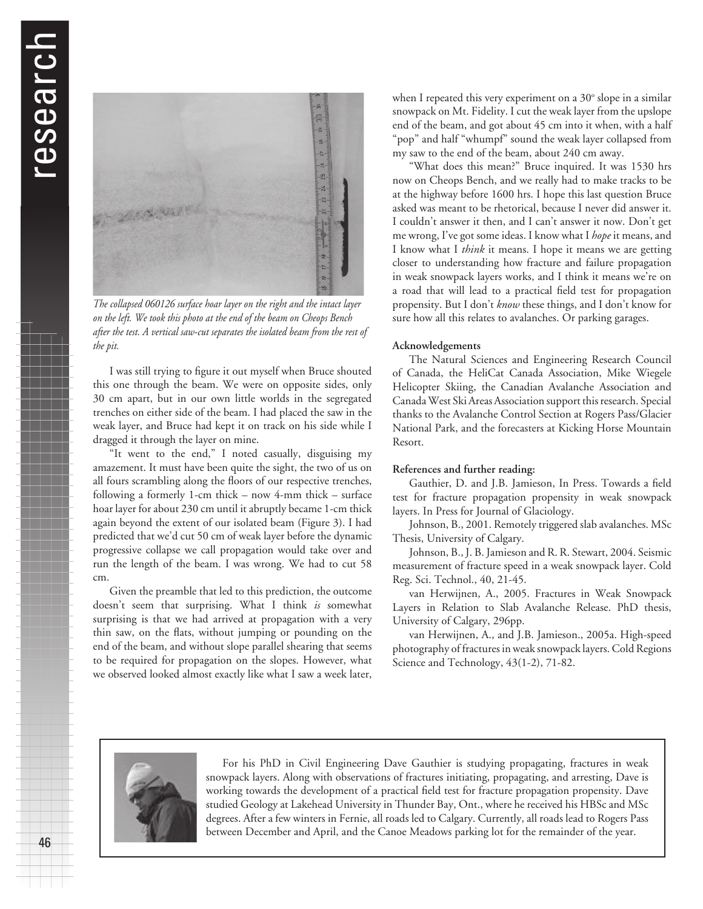*The collapsed 060126 surface hoar layer on the right and the intact layer on the left. We took this photo at the end of the beam on Cheops Bench after the test. A vertical saw-cut separates the isolated beam from the rest of the pit.*

I was still trying to figure it out myself when Bruce shouted this one through the beam. We were on opposite sides, only 30 cm apart, but in our own little worlds in the segregated trenches on either side of the beam. I had placed the saw in the weak layer, and Bruce had kept it on track on his side while I dragged it through the layer on mine.

"It went to the end," I noted casually, disguising my amazement. It must have been quite the sight, the two of us on all fours scrambling along the floors of our respective trenches, following a formerly 1-cm thick – now 4-mm thick – surface hoar layer for about 230 cm until it abruptly became 1-cm thick again beyond the extent of our isolated beam (Figure 3). I had predicted that we'd cut 50 cm of weak layer before the dynamic progressive collapse we call propagation would take over and run the length of the beam. I was wrong. We had to cut 58 cm.

Given the preamble that led to this prediction, the outcome doesn't seem that surprising. What I think *is* somewhat surprising is that we had arrived at propagation with a very thin saw, on the flats, without jumping or pounding on the end of the beam, and without slope parallel shearing that seems to be required for propagation on the slopes. However, what we observed looked almost exactly like what I saw a week later, when I repeated this very experiment on a 30° slope in a similar snowpack on Mt. Fidelity. I cut the weak layer from the upslope end of the beam, and got about 45 cm into it when, with a half "pop" and half "whumpf" sound the weak layer collapsed from my saw to the end of the beam, about 240 cm away.

"What does this mean?" Bruce inquired. It was 1530 hrs now on Cheops Bench, and we really had to make tracks to be at the highway before 1600 hrs. I hope this last question Bruce asked was meant to be rhetorical, because I never did answer it. I couldn't answer it then, and I can't answer it now. Don't get me wrong, I've got some ideas. I know what I *hope* it means, and I know what I *think* it means. I hope it means we are getting closer to understanding how fracture and failure propagation in weak snowpack layers works, and I think it means we're on a road that will lead to a practical field test for propagation propensity. But I don't *know* these things, and I don't know for sure how all this relates to avalanches. Or parking garages.

**Acknowledgements**

The Natural Sciences and Engineering Research Council of Canada, the HeliCat Canada Association, Mike Wiegele Helicopter Skiing, the Canadian Avalanche Association and Canada West Ski Areas Association support this research. Special thanks to the Avalanche Control Section at Rogers Pass/Glacier National Park, and the forecasters at Kicking Horse Mountain Resort.

**References and further reading:**

Gauthier, D. and J.B. Jamieson, In Press. Towards a field test for fracture propagation propensity in weak snowpack layers. In Press for Journal of Glaciology.

Johnson, B., 2001. Remotely triggered slab avalanches. MSc Thesis, University of Calgary.

Johnson, B., J. B. Jamieson and R. R. Stewart, 2004. Seismic measurement of fracture speed in a weak snowpack layer. Cold Reg. Sci. Technol., 40, 21-45.

van Herwijnen, A., 2005. Fractures in Weak Snowpack Layers in Relation to Slab Avalanche Release. PhD thesis, University of Calgary, 296pp.

van Herwijnen, A., and J.B. Jamieson., 2005a. High-speed photography of fractures in weak snowpack layers. Cold Regions Science and Technology, 43(1-2), 71-82.

For his PhD in Civil Engineering Dave Gauthier is studying propagating, fractures in weak snowpack layers. Along with observations of fractures initiating, propagating, and arresting, Dave is working towards the development of a practical field test for fracture propagation propensity. Dave studied Geology at Lakehead University in Thunder Bay, Ont., where he received his HBSc and MSc degrees. After a few winters in Fernie, all roads led to Calgary. Currently, all roads lead to Rogers Pass between December and April, and the Canoe Meadows parking lot for the remainder of the year.